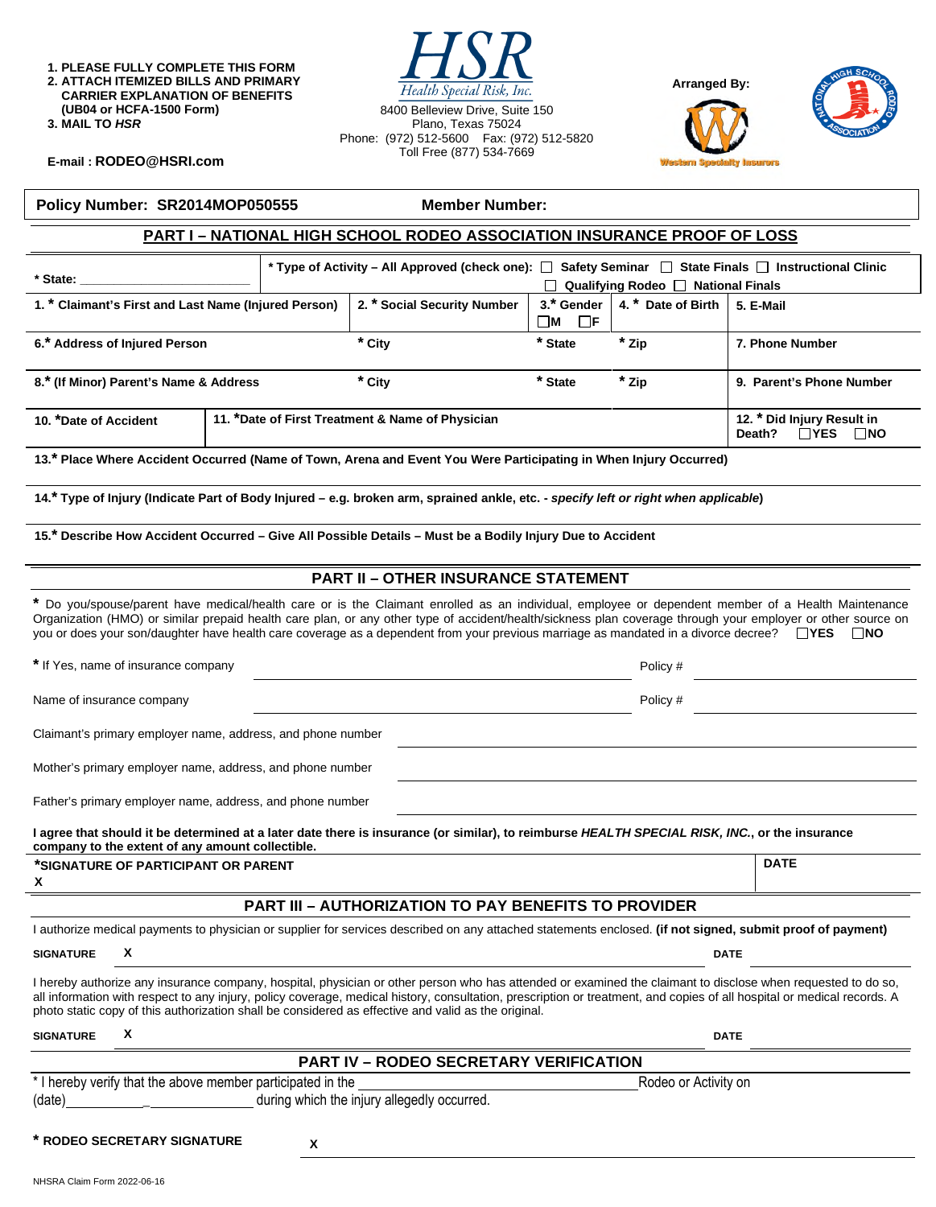1. PLEASE FULLY COMPLETE THIS FORM
2. ATTACH ITEMIZED BILLS AND PRIMARY CARRIER EXPLANATION OF BENEFITS (UB04 or HCFA-1500 Form)
3. MAIL TO *HSR*

E-mail : **RODEO@HSRI.com**

**HSR**
*Health Special Risk, Inc.*
8400 Belleview Drive, Suite 150
Plano, Texas 75024
Phone: (972) 512-5600 Fax: (972) 512-5820
Toll Free (877) 534-7669

Arranged By:
Western Specialty Insurors

**Policy Number: SR2014MOP050555** **Member Number:**

## PART I – NATIONAL HIGH SCHOOL RODEO ASSOCIATION INSURANCE PROOF OF LOSS

| * State: ______________________ | * Type of Activity – All Approved (check one): ☐ Safety Seminar ☐ State Finals ☐ Instructional Clinic ☐ Qualifying Rodeo ☐ National Finals | | | |
|---|---|---|---|---|
| 1. * Claimant's First and Last Name (Injured Person) | 2. * Social Security Number | 3.* Gender ☐M ☐F | 4. * Date of Birth | 5. E-Mail |
| 6.* Address of Injured Person | * City | * State | * Zip | 7. Phone Number |
| 8.* (If Minor) Parent's Name & Address | * City | * State | * Zip | 9. Parent's Phone Number |
| 10. *Date of Accident | 11. *Date of First Treatment & Name of Physician | | | 12. * Did Injury Result in Death? ☐YES ☐NO |

13.* Place Where Accident Occurred (Name of Town, Arena and Event You Were Participating in When Injury Occurred)

14.* Type of Injury (Indicate Part of Body Injured – e.g. broken arm, sprained ankle, etc. - *specify left or right when applicable*)

15.* Describe How Accident Occurred – Give All Possible Details – Must be a Bodily Injury Due to Accident

## PART II – OTHER INSURANCE STATEMENT

* Do you/spouse/parent have medical/health care or is the Claimant enrolled as an individual, employee or dependent member of a Health Maintenance Organization (HMO) or similar prepaid health care plan, or any other type of accident/health/sickness plan coverage through your employer or other source on you or does your son/daughter have health care coverage as a dependent from your previous marriage as mandated in a divorce decree? ☐YES ☐NO

* If Yes, name of insurance company ______________________ Policy # ______________

Name of insurance company ______________________ Policy # ______________

Claimant's primary employer name, address, and phone number ______________________

Mother's primary employer name, address, and phone number ______________________

Father's primary employer name, address, and phone number ______________________

**I agree that should it be determined at a later date there is insurance (or similar), to reimburse *HEALTH SPECIAL RISK, INC.*, or the insurance company to the extent of any amount collectible.**

**\*SIGNATURE OF PARTICIPANT OR PARENT** **DATE**
**X**

## PART III – AUTHORIZATION TO PAY BENEFITS TO PROVIDER

I authorize medical payments to physician or supplier for services described on any attached statements enclosed. **(if not signed, submit proof of payment)**

**SIGNATURE X** ______________________ **DATE** ______________

I hereby authorize any insurance company, hospital, physician or other person who has attended or examined the claimant to disclose when requested to do so, all information with respect to any injury, policy coverage, medical history, consultation, prescription or treatment, and copies of all hospital or medical records. A photo static copy of this authorization shall be considered as effective and valid as the original.

**SIGNATURE X** ______________________ **DATE** ______________

## PART IV – RODEO SECRETARY VERIFICATION

* I hereby verify that the above member participated in the ______________________ Rodeo or Activity on (date)____________ during which the injury allegedly occurred.

**\* RODEO SECRETARY SIGNATURE X** ______________________

NHSRA Claim Form 2022-06-16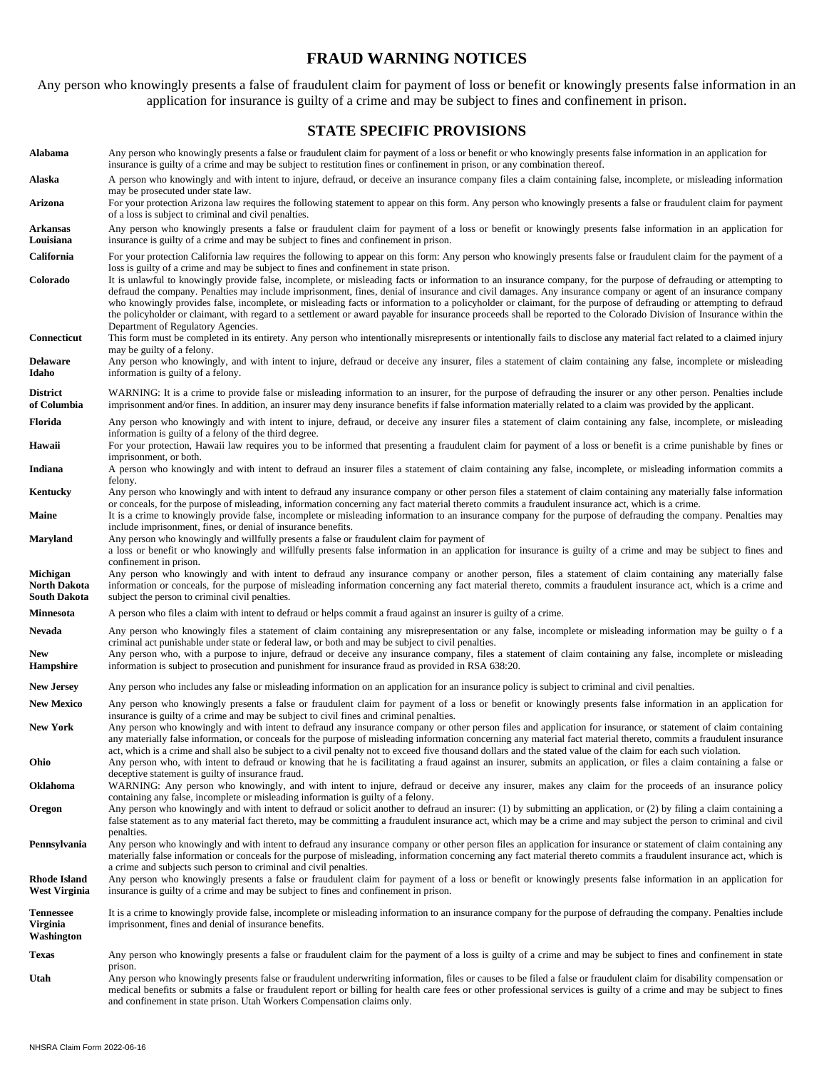# FRAUD WARNING NOTICES

Any person who knowingly presents a false of fraudulent claim for payment of loss or benefit or knowingly presents false information in an application for insurance is guilty of a crime and may be subject to fines and confinement in prison.

## STATE SPECIFIC PROVISIONS

**Alabama** Any person who knowingly presents a false or fraudulent claim for payment of a loss or benefit or who knowingly presents false information in an application for insurance is guilty of a crime and may be subject to restitution fines or confinement in prison, or any combination thereof.

**Alaska** A person who knowingly and with intent to injure, defraud, or deceive an insurance company files a claim containing false, incomplete, or misleading information may be prosecuted under state law.

**Arizona** For your protection Arizona law requires the following statement to appear on this form. Any person who knowingly presents a false or fraudulent claim for payment of a loss is subject to criminal and civil penalties.

**Arkansas Louisiana** Any person who knowingly presents a false or fraudulent claim for payment of a loss or benefit or knowingly presents false information in an application for insurance is guilty of a crime and may be subject to fines and confinement in prison.

**California** For your protection California law requires the following to appear on this form: Any person who knowingly presents false or fraudulent claim for the payment of a loss is guilty of a crime and may be subject to fines and confinement in state prison.

**Colorado** It is unlawful to knowingly provide false, incomplete, or misleading facts or information to an insurance company, for the purpose of defrauding or attempting to defraud the company. Penalties may include imprisonment, fines, denial of insurance and civil damages. Any insurance company or agent of an insurance company who knowingly provides false, incomplete, or misleading facts or information to a policyholder or claimant, for the purpose of defrauding or attempting to defraud the policyholder or claimant, with regard to a settlement or award payable for insurance proceeds shall be reported to the Colorado Division of Insurance within the Department of Regulatory Agencies.

**Connecticut** This form must be completed in its entirety. Any person who intentionally misrepresents or intentionally fails to disclose any material fact related to a claimed injury may be guilty of a felony.

**Delaware Idaho** Any person who knowingly, and with intent to injure, defraud or deceive any insurer, files a statement of claim containing any false, incomplete or misleading information is guilty of a felony.

**District of Columbia** WARNING: It is a crime to provide false or misleading information to an insurer, for the purpose of defrauding the insurer or any other person. Penalties include imprisonment and/or fines. In addition, an insurer may deny insurance benefits if false information materially related to a claim was provided by the applicant.

**Florida** Any person who knowingly and with intent to injure, defraud, or deceive any insurer files a statement of claim containing any false, incomplete, or misleading information is guilty of a felony of the third degree.

**Hawaii** For your protection, Hawaii law requires you to be informed that presenting a fraudulent claim for payment of a loss or benefit is a crime punishable by fines or imprisonment, or both.

**Indiana** A person who knowingly and with intent to defraud an insurer files a statement of claim containing any false, incomplete, or misleading information commits a felony.

**Kentucky** Any person who knowingly and with intent to defraud any insurance company or other person files a statement of claim containing any materially false information or conceals, for the purpose of misleading, information concerning any fact material thereto commits a fraudulent insurance act, which is a crime.

**Maine** It is a crime to knowingly provide false, incomplete or misleading information to an insurance company for the purpose of defrauding the company. Penalties may include imprisonment, fines, or denial of insurance benefits.

**Maryland** Any person who knowingly and willfully presents a false or fraudulent claim for payment of a loss or benefit or who knowingly and willfully presents false information in an application for insurance is guilty of a crime and may be subject to fines and confinement in prison.

**Michigan North Dakota South Dakota** Any person who knowingly and with intent to defraud any insurance company or another person, files a statement of claim containing any materially false information or conceals, for the purpose of misleading information concerning any fact material thereto, commits a fraudulent insurance act, which is a crime and subject the person to criminal civil penalties.

**Minnesota** A person who files a claim with intent to defraud or helps commit a fraud against an insurer is guilty of a crime.

**Nevada** Any person who knowingly files a statement of claim containing any misrepresentation or any false, incomplete or misleading information may be guilty o f a criminal act punishable under state or federal law, or both and may be subject to civil penalties.

**New Hampshire** Any person who, with a purpose to injure, defraud or deceive any insurance company, files a statement of claim containing any false, incomplete or misleading information is subject to prosecution and punishment for insurance fraud as provided in RSA 638:20.

**New Jersey** Any person who includes any false or misleading information on an application for an insurance policy is subject to criminal and civil penalties.

**New Mexico** Any person who knowingly presents a false or fraudulent claim for payment of a loss or benefit or knowingly presents false information in an application for insurance is guilty of a crime and may be subject to civil fines and criminal penalties.

**New York** Any person who knowingly and with intent to defraud any insurance company or other person files and application for insurance, or statement of claim containing any materially false information, or conceals for the purpose of misleading information concerning any material fact material thereto, commits a fraudulent insurance act, which is a crime and shall also be subject to a civil penalty not to exceed five thousand dollars and the stated value of the claim for each such violation.

**Ohio** Any person who, with intent to defraud or knowing that he is facilitating a fraud against an insurer, submits an application, or files a claim containing a false or deceptive statement is guilty of insurance fraud.

**Oklahoma** WARNING: Any person who knowingly, and with intent to injure, defraud or deceive any insurer, makes any claim for the proceeds of an insurance policy containing any false, incomplete or misleading information is guilty of a felony.

**Oregon** Any person who knowingly and with intent to defraud or solicit another to defraud an insurer: (1) by submitting an application, or (2) by filing a claim containing a false statement as to any material fact thereto, may be committing a fraudulent insurance act, which may be a crime and may subject the person to criminal and civil penalties.

**Pennsylvania** Any person who knowingly and with intent to defraud any insurance company or other person files an application for insurance or statement of claim containing any materially false information or conceals for the purpose of misleading, information concerning any fact material thereto commits a fraudulent insurance act, which is a crime and subjects such person to criminal and civil penalties.

**Rhode Island West Virginia** Any person who knowingly presents a false or fraudulent claim for payment of a loss or benefit or knowingly presents false information in an application for insurance is guilty of a crime and may be subject to fines and confinement in prison.

**Tennessee Virginia Washington** It is a crime to knowingly provide false, incomplete or misleading information to an insurance company for the purpose of defrauding the company. Penalties include imprisonment, fines and denial of insurance benefits.

**Texas** Any person who knowingly presents a false or fraudulent claim for the payment of a loss is guilty of a crime and may be subject to fines and confinement in state prison.

**Utah** Any person who knowingly presents false or fraudulent underwriting information, files or causes to be filed a false or fraudulent claim for disability compensation or medical benefits or submits a false or fraudulent report or billing for health care fees or other professional services is guilty of a crime and may be subject to fines and confinement in state prison. Utah Workers Compensation claims only.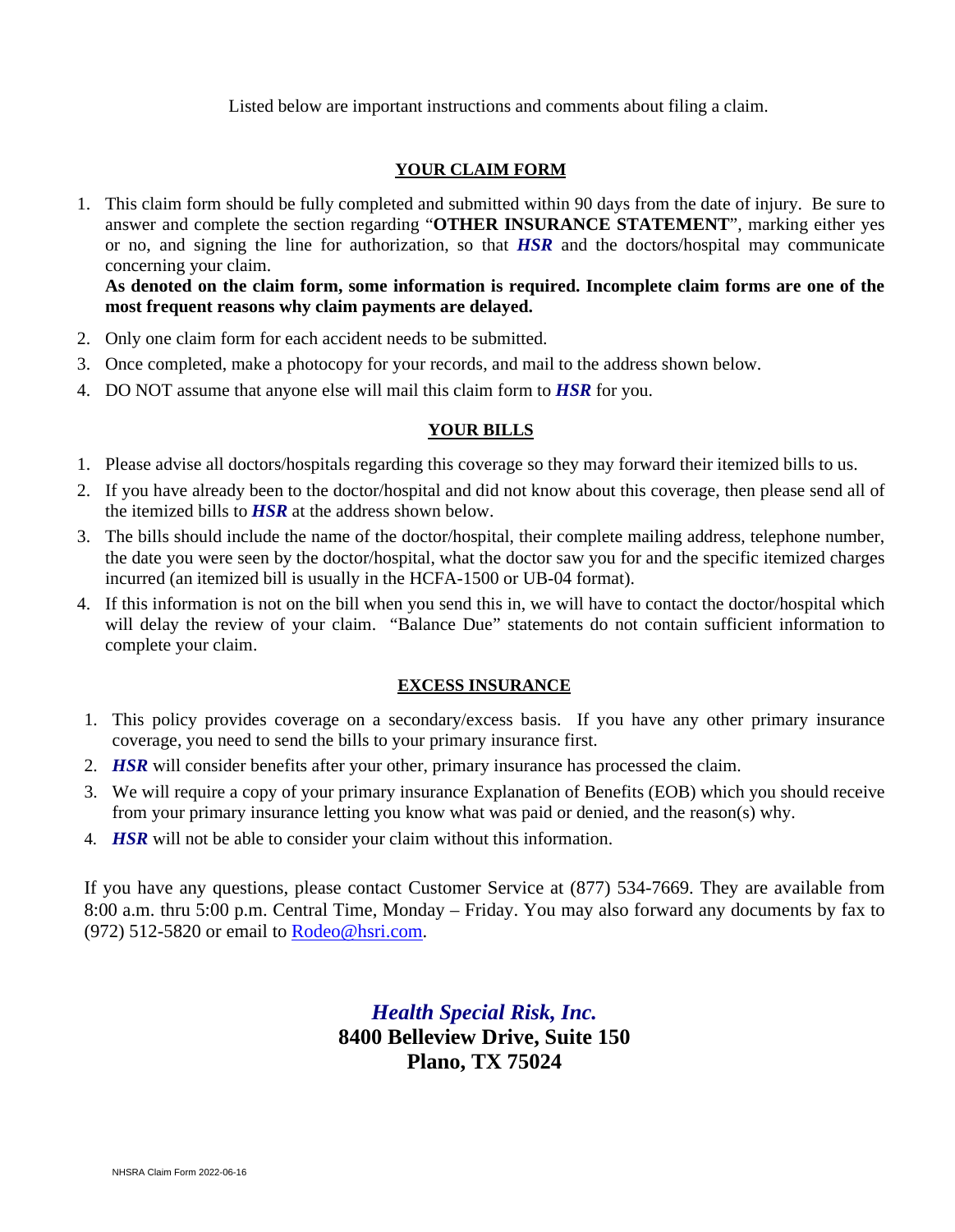Listed below are important instructions and comments about filing a claim.

## YOUR CLAIM FORM

1. This claim form should be fully completed and submitted within 90 days from the date of injury. Be sure to answer and complete the section regarding "**OTHER INSURANCE STATEMENT**", marking either yes or no, and signing the line for authorization, so that ***HSR*** and the doctors/hospital may communicate concerning your claim.
   **As denoted on the claim form, some information is required. Incomplete claim forms are one of the most frequent reasons why claim payments are delayed.**
2. Only one claim form for each accident needs to be submitted.
3. Once completed, make a photocopy for your records, and mail to the address shown below.
4. DO NOT assume that anyone else will mail this claim form to ***HSR*** for you.

## YOUR BILLS

1. Please advise all doctors/hospitals regarding this coverage so they may forward their itemized bills to us.
2. If you have already been to the doctor/hospital and did not know about this coverage, then please send all of the itemized bills to ***HSR*** at the address shown below.
3. The bills should include the name of the doctor/hospital, their complete mailing address, telephone number, the date you were seen by the doctor/hospital, what the doctor saw you for and the specific itemized charges incurred (an itemized bill is usually in the HCFA-1500 or UB-04 format).
4. If this information is not on the bill when you send this in, we will have to contact the doctor/hospital which will delay the review of your claim. "Balance Due" statements do not contain sufficient information to complete your claim.

## EXCESS INSURANCE

1. This policy provides coverage on a secondary/excess basis. If you have any other primary insurance coverage, you need to send the bills to your primary insurance first.
2. ***HSR*** will consider benefits after your other, primary insurance has processed the claim.
3. We will require a copy of your primary insurance Explanation of Benefits (EOB) which you should receive from your primary insurance letting you know what was paid or denied, and the reason(s) why.
4. ***HSR*** will not be able to consider your claim without this information.

If you have any questions, please contact Customer Service at (877) 534-7669. They are available from 8:00 a.m. thru 5:00 p.m. Central Time, Monday – Friday. You may also forward any documents by fax to (972) 512-5820 or email to Rodeo@hsri.com.

***Health Special Risk, Inc.***
**8400 Belleview Drive, Suite 150**
**Plano, TX 75024**

NHSRA Claim Form 2022-06-16